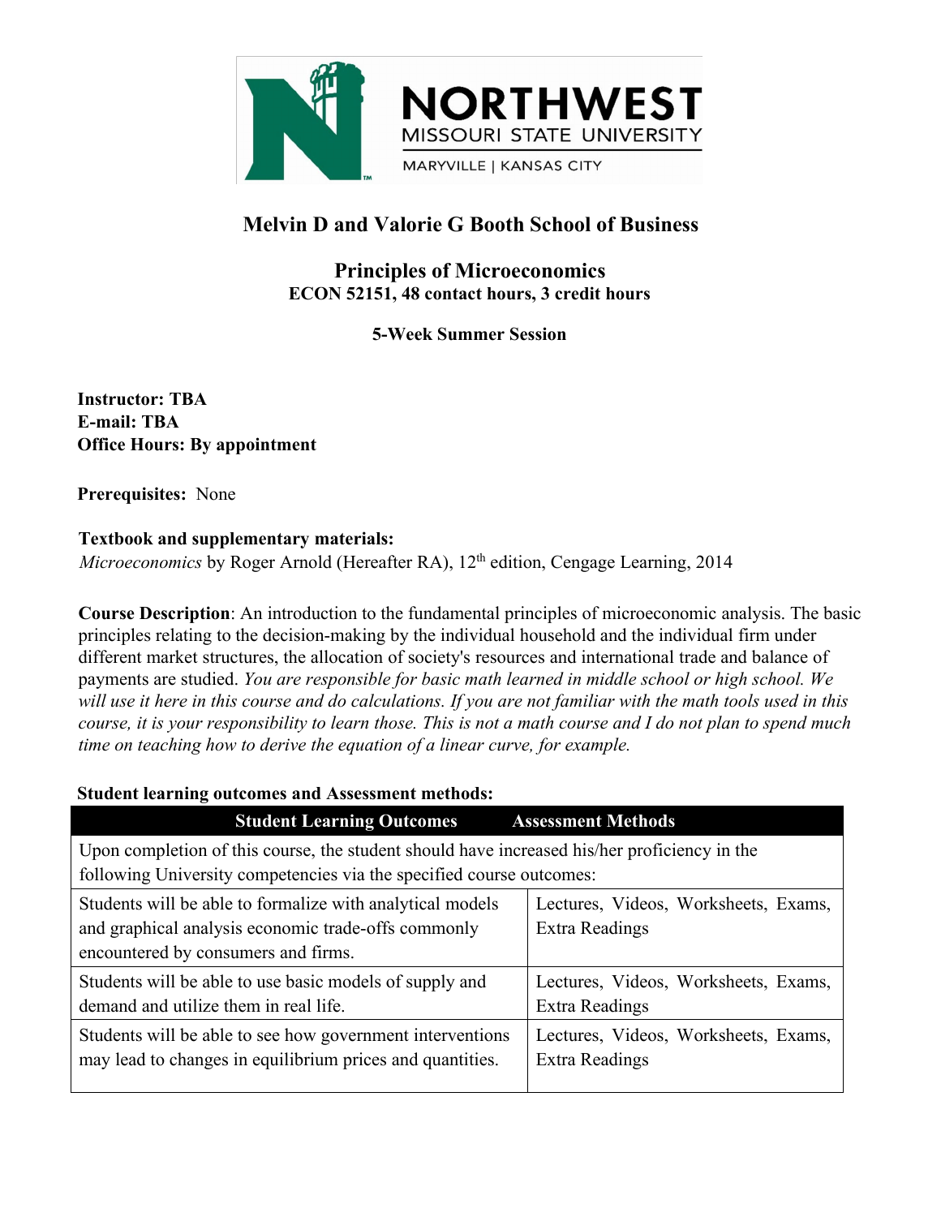# Melvin D and Valorie G Booth School of Business

## Principles of Microeconomics

**ECON 52151, 48 contact hours, 3 credit hours**

**5-Week Summer Session**

**Instructor: TBA**
**E-mail: TBA**
**Office Hours: By appointment**

**Prerequisites:** None

**Textbook and supplementary materials:**
*Microeconomics* by Roger Arnold (Hereafter RA), 12th edition, Cengage Learning, 2014

**Course Description**: An introduction to the fundamental principles of microeconomic analysis. The basic principles relating to the decision-making by the individual household and the individual firm under different market structures, the allocation of society's resources and international trade and balance of payments are studied. *You are responsible for basic math learned in middle school or high school. We will use it here in this course and do calculations. If you are not familiar with the math tools used in this course, it is your responsibility to learn those. This is not a math course and I do not plan to spend much time on teaching how to derive the equation of a linear curve, for example.*

**Student learning outcomes and Assessment methods:**

| Student Learning Outcomes | Assessment Methods |
|---|---|
| Upon completion of this course, the student should have increased his/her proficiency in the following University competencies via the specified course outcomes: | |
| Students will be able to formalize with analytical models and graphical analysis economic trade-offs commonly encountered by consumers and firms. | Lectures, Videos, Worksheets, Exams, Extra Readings |
| Students will be able to use basic models of supply and demand and utilize them in real life. | Lectures, Videos, Worksheets, Exams, Extra Readings |
| Students will be able to see how government interventions may lead to changes in equilibrium prices and quantities. | Lectures, Videos, Worksheets, Exams, Extra Readings |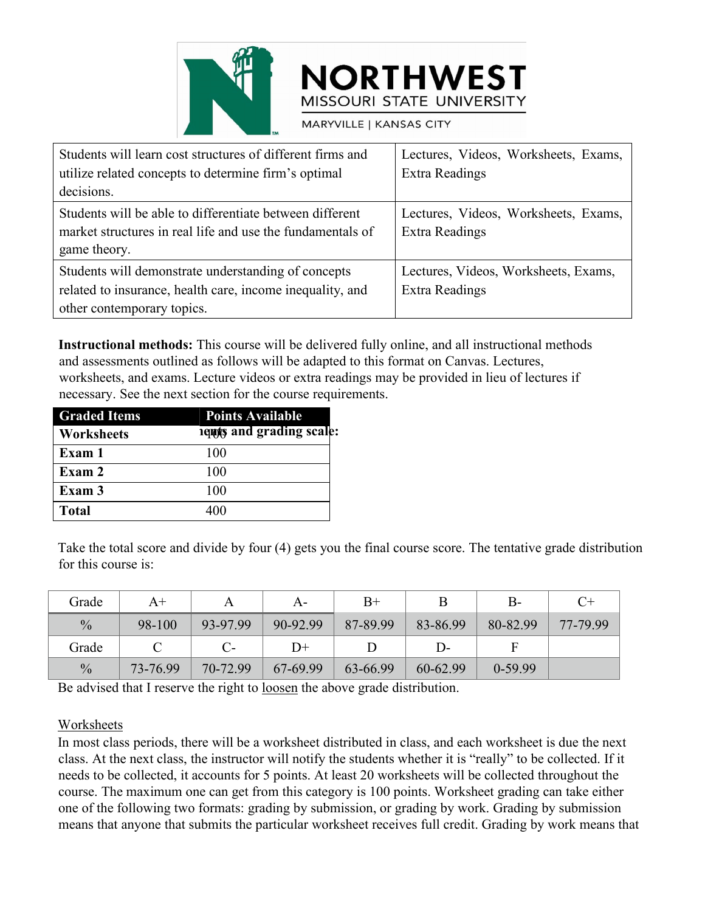| Students will learn cost structures of different firms and utilize related concepts to determine firm's optimal decisions. | Lectures, Videos, Worksheets, Exams, Extra Readings |
|---|---|
| Students will be able to differentiate between different market structures in real life and use the fundamentals of game theory. | Lectures, Videos, Worksheets, Exams, Extra Readings |
| Students will demonstrate understanding of concepts related to insurance, health care, income inequality, and other contemporary topics. | Lectures, Videos, Worksheets, Exams, Extra Readings |

**Instructional methods:** This course will be delivered fully online, and all instructional methods and assessments outlined as follows will be adapted to this format on Canvas. Lectures, worksheets, and exams. Lecture videos or extra readings may be provided in lieu of lectures if necessary. See the next section for the course requirements.

**Course requirements and grading scale:**

| Graded Items | Points Available |
|---|---|
| **Worksheets** | 100 |
| **Exam 1** | 100 |
| **Exam 2** | 100 |
| **Exam 3** | 100 |
| **Total** | 400 |

Take the total score and divide by four (4) gets you the final course score. The tentative grade distribution for this course is:

| Grade | A+ | A | A- | B+ | B | B- | C+ |
|---|---|---|---|---|---|---|---|
| % | 98-100 | 93-97.99 | 90-92.99 | 87-89.99 | 83-86.99 | 80-82.99 | 77-79.99 |
| Grade | C | C- | D+ | D | D- | F | |
| % | 73-76.99 | 70-72.99 | 67-69.99 | 63-66.99 | 60-62.99 | 0-59.99 | |

Be advised that I reserve the right to loosen the above grade distribution.

Worksheets

In most class periods, there will be a worksheet distributed in class, and each worksheet is due the next class. At the next class, the instructor will notify the students whether it is "really" to be collected. If it needs to be collected, it accounts for 5 points. At least 20 worksheets will be collected throughout the course. The maximum one can get from this category is 100 points. Worksheet grading can take either one of the following two formats: grading by submission, or grading by work. Grading by submission means that anyone that submits the particular worksheet receives full credit. Grading by work means that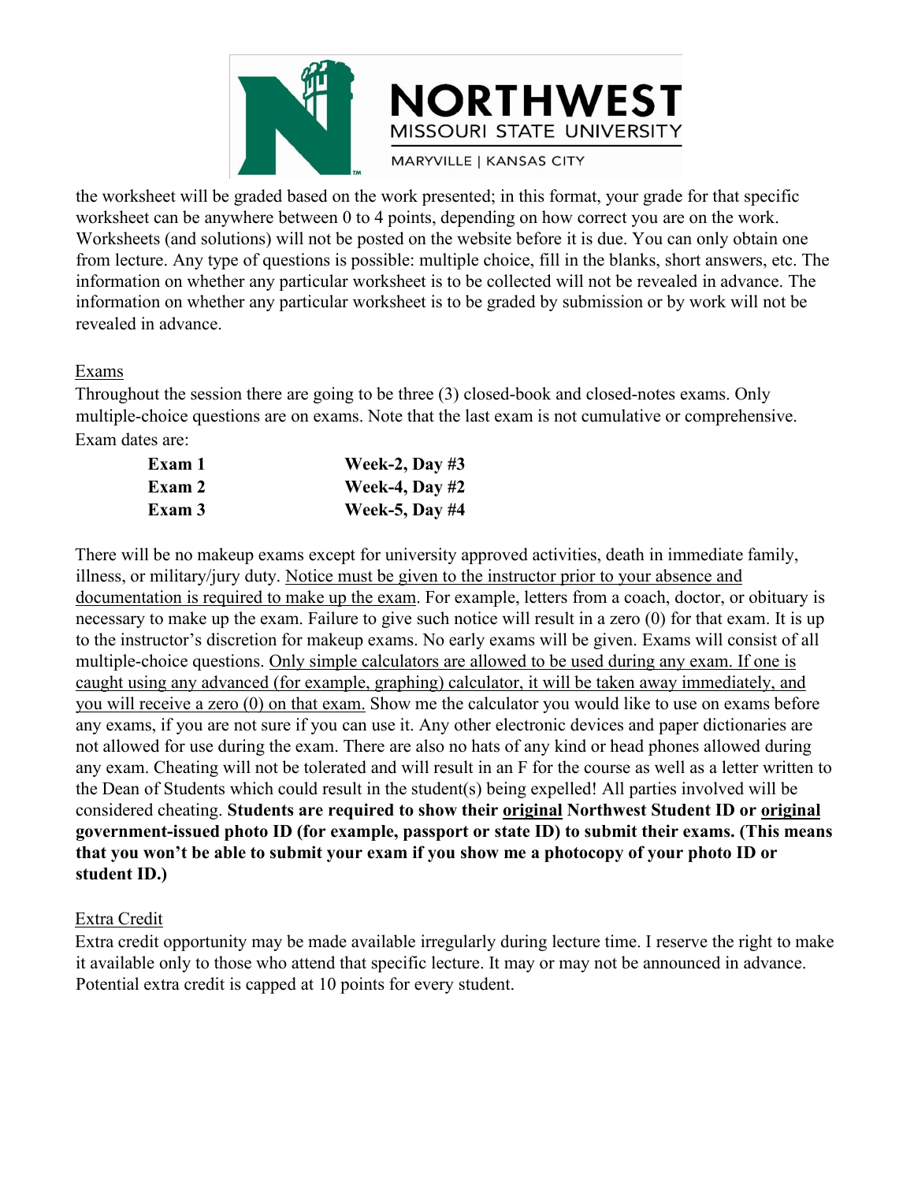the worksheet will be graded based on the work presented; in this format, your grade for that specific worksheet can be anywhere between 0 to 4 points, depending on how correct you are on the work. Worksheets (and solutions) will not be posted on the website before it is due. You can only obtain one from lecture. Any type of questions is possible: multiple choice, fill in the blanks, short answers, etc. The information on whether any particular worksheet is to be collected will not be revealed in advance. The information on whether any particular worksheet is to be graded by submission or by work will not be revealed in advance.

<u>Exams</u>

Throughout the session there are going to be three (3) closed-book and closed-notes exams. Only multiple-choice questions are on exams. Note that the last exam is not cumulative or comprehensive. Exam dates are:

| | |
|---|---|
| **Exam 1** | **Week-2, Day #3** |
| **Exam 2** | **Week-4, Day #2** |
| **Exam 3** | **Week-5, Day #4** |

There will be no makeup exams except for university approved activities, death in immediate family, illness, or military/jury duty. <u>Notice must be given to the instructor prior to your absence and documentation is required to make up the exam</u>. For example, letters from a coach, doctor, or obituary is necessary to make up the exam. Failure to give such notice will result in a zero (0) for that exam. It is up to the instructor's discretion for makeup exams. No early exams will be given. Exams will consist of all multiple-choice questions. <u>Only simple calculators are allowed to be used during any exam. If one is caught using any advanced (for example, graphing) calculator, it will be taken away immediately, and you will receive a zero (0) on that exam.</u> Show me the calculator you would like to use on exams before any exams, if you are not sure if you can use it. Any other electronic devices and paper dictionaries are not allowed for use during the exam. There are also no hats of any kind or head phones allowed during any exam. Cheating will not be tolerated and will result in an F for the course as well as a letter written to the Dean of Students which could result in the student(s) being expelled! All parties involved will be considered cheating. **Students are required to show their <u>original</u> Northwest Student ID or <u>original</u> government-issued photo ID (for example, passport or state ID) to submit their exams. (This means that you won't be able to submit your exam if you show me a photocopy of your photo ID or student ID.)**

<u>Extra Credit</u>

Extra credit opportunity may be made available irregularly during lecture time. I reserve the right to make it available only to those who attend that specific lecture. It may or may not be announced in advance. Potential extra credit is capped at 10 points for every student.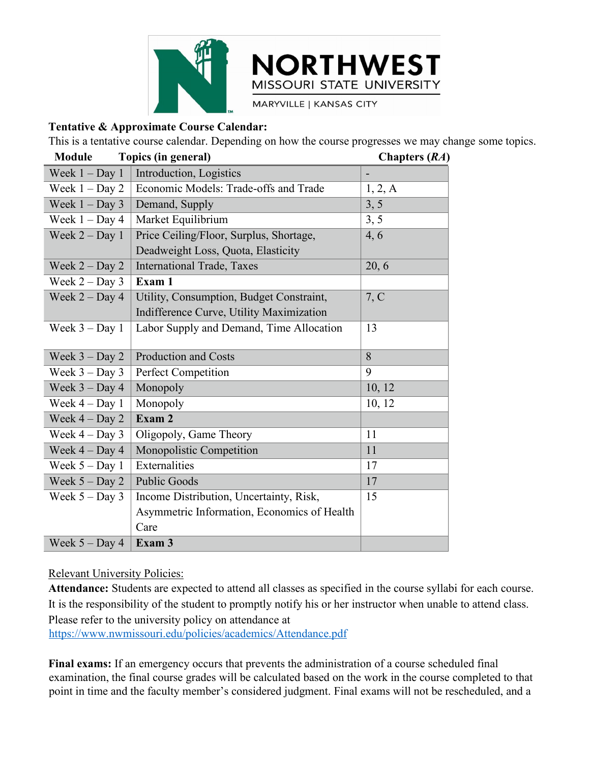**Tentative & Approximate Course Calendar:**

This is a tentative course calendar. Depending on how the course progresses we may change some topics.

| Module | Topics (in general) | Chapters (*RA*) |
|---|---|---|
| Week 1 – Day 1 | Introduction, Logistics | - |
| Week 1 – Day 2 | Economic Models: Trade-offs and Trade | 1, 2, A |
| Week 1 – Day 3 | Demand, Supply | 3, 5 |
| Week 1 – Day 4 | Market Equilibrium | 3, 5 |
| Week 2 – Day 1 | Price Ceiling/Floor, Surplus, Shortage, Deadweight Loss, Quota, Elasticity | 4, 6 |
| Week 2 – Day 2 | International Trade, Taxes | 20, 6 |
| Week 2 – Day 3 | **Exam 1** | |
| Week 2 – Day 4 | Utility, Consumption, Budget Constraint, Indifference Curve, Utility Maximization | 7, C |
| Week 3 – Day 1 | Labor Supply and Demand, Time Allocation | 13 |
| Week 3 – Day 2 | Production and Costs | 8 |
| Week 3 – Day 3 | Perfect Competition | 9 |
| Week 3 – Day 4 | Monopoly | 10, 12 |
| Week 4 – Day 1 | Monopoly | 10, 12 |
| Week 4 – Day 2 | **Exam 2** | |
| Week 4 – Day 3 | Oligopoly, Game Theory | 11 |
| Week 4 – Day 4 | Monopolistic Competition | 11 |
| Week 5 – Day 1 | Externalities | 17 |
| Week 5 – Day 2 | Public Goods | 17 |
| Week 5 – Day 3 | Income Distribution, Uncertainty, Risk, Asymmetric Information, Economics of Health Care | 15 |
| Week 5 – Day 4 | **Exam 3** | |

<u>Relevant University Policies:</u>

**Attendance:** Students are expected to attend all classes as specified in the course syllabi for each course. It is the responsibility of the student to promptly notify his or her instructor when unable to attend class. Please refer to the university policy on attendance at https://www.nwmissouri.edu/policies/academics/Attendance.pdf

**Final exams:** If an emergency occurs that prevents the administration of a course scheduled final examination, the final course grades will be calculated based on the work in the course completed to that point in time and the faculty member's considered judgment. Final exams will not be rescheduled, and a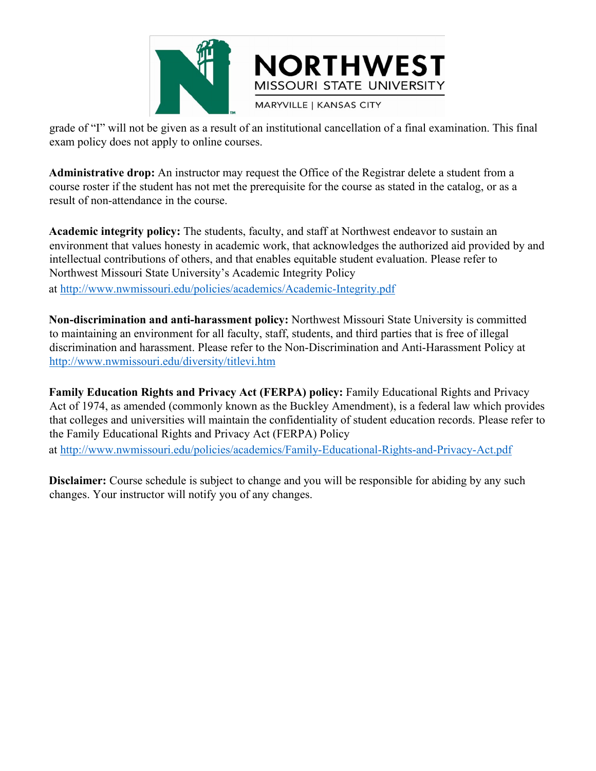grade of "I" will not be given as a result of an institutional cancellation of a final examination. This final exam policy does not apply to online courses.

**Administrative drop:** An instructor may request the Office of the Registrar delete a student from a course roster if the student has not met the prerequisite for the course as stated in the catalog, or as a result of non-attendance in the course.

**Academic integrity policy:** The students, faculty, and staff at Northwest endeavor to sustain an environment that values honesty in academic work, that acknowledges the authorized aid provided by and intellectual contributions of others, and that enables equitable student evaluation. Please refer to Northwest Missouri State University's Academic Integrity Policy at http://www.nwmissouri.edu/policies/academics/Academic-Integrity.pdf

**Non-discrimination and anti-harassment policy:** Northwest Missouri State University is committed to maintaining an environment for all faculty, staff, students, and third parties that is free of illegal discrimination and harassment. Please refer to the Non-Discrimination and Anti-Harassment Policy at http://www.nwmissouri.edu/diversity/titlevi.htm

**Family Education Rights and Privacy Act (FERPA) policy:** Family Educational Rights and Privacy Act of 1974, as amended (commonly known as the Buckley Amendment), is a federal law which provides that colleges and universities will maintain the confidentiality of student education records. Please refer to the Family Educational Rights and Privacy Act (FERPA) Policy at http://www.nwmissouri.edu/policies/academics/Family-Educational-Rights-and-Privacy-Act.pdf

**Disclaimer:** Course schedule is subject to change and you will be responsible for abiding by any such changes. Your instructor will notify you of any changes.